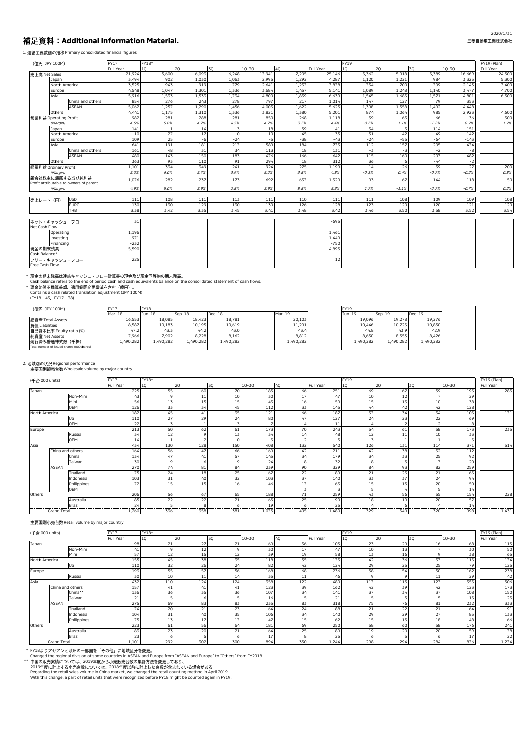2020/1/31

三菱自動車工業株式会社

# 補足資料：Additional Information Material.

## 1. 連結主要数値の推移 Primary consolidated financial figures

| (億円, JPY 100M) | | FY17 | FY18* | | | | | | FY19 | | | | FY19 (Plan) |
|---|---|---|---|---|---|---|---|---|---|---|---|---|---|
| | | Full Year | 1Q | 2Q | 3Q | 1Q-3Q | 4Q | Full Year | 1Q | 2Q | 3Q | 1Q-3Q | Full Year |
| 売上高 Net Sales | | 21,924 | 5,600 | 6,093 | 6,248 | 17,941 | 7,205 | 25,146 | 5,362 | 5,918 | 5,389 | 16,669 | 24,500 |
| Japan | | 3,494 | 902 | 1,030 | 1,063 | 2,995 | 1,292 | 4,287 | 1,120 | 1,221 | 984 | 3,325 | 5,300 |
| North America | | 3,525 | 943 | 919 | 779 | 2,641 | 1,237 | 3,878 | 734 | 700 | 709 | 2,143 | 3,400 |
| Europe | | 4,548 | 1,047 | 1,301 | 1,336 | 3,684 | 1,457 | 5,141 | 1,089 | 1,248 | 1,140 | 3,477 | 4,700 |
| Asia | | 5,916 | 1,533 | 1,533 | 1,734 | 4,800 | 1,839 | 6,639 | 1,545 | 1,685 | 1,571 | 4,801 | 6,500 |
| | China and others | 854 | 276 | 243 | 278 | 797 | 217 | 1,014 | 147 | 127 | 79 | 353 | |
| | ASEAN | 5,062 | 1,257 | 1,290 | 1,456 | 4,003 | 1,622 | 5,625 | 1,398 | 1,558 | 1,492 | 4,448 | |
| Others | | 4,441 | 1,175 | 1,310 | 1,336 | 3,821 | 1,380 | 5,201 | 874 | 1,064 | 985 | 2,923 | 4,600 |
| 営業利益 Operating Profit | | 982 | 281 | 288 | 281 | 850 | 268 | 1,118 | 39 | 63 | -66 | 36 | 300 |
| *(Margin)* | | *4.5%* | *5.0%* | *4.7%* | *4.5%* | *4.7%* | *3.7%* | *4.4%* | *0.7%* | *1.1%* | *-1.2%* | *0.2%* | *1.2%* |
| Japan | | -141 | -1 | -14 | -3 | -18 | 59 | 41 | -34 | -3 | -114 | -151 | |
| North America | | 10 | -27 | 17 | 0 | -10 | 45 | 35 | -51 | -42 | -49 | -142 | |
| Europe | | 109 | 25 | -6 | -24 | -5 | -38 | -43 | -24 | -55 | -64 | -143 | |
| Asia | | 641 | 191 | 181 | 217 | 589 | 184 | 773 | 112 | 157 | 205 | 474 | |
| | China and others | 161 | 48 | 31 | 34 | 113 | 18 | 131 | -3 | -3 | -2 | -8 | |
| | ASEAN | 480 | 143 | 150 | 183 | 476 | 166 | 642 | 115 | 160 | 207 | 482 | |
| Others | | 363 | 93 | 110 | 91 | 294 | 18 | 312 | 36 | 6 | -44 | -2 | |
| 経常利益 Ordinary Profit | | 1,101 | 334 | 349 | 241 | 924 | 275 | 1,199 | -14 | 26 | -39 | -27 | 200 |
| *(Margin)* | | *5.0%* | *6.0%* | *5.7%* | *3.9%* | *5.2%* | *3.8%* | *4.8%* | *-0.3%* | *0.4%* | *-0.7%* | *-0.2%* | *0.8%* |
| 親会社株主に帰属する当期純利益 Profit attributable to owners of parent | | 1,076 | 282 | 237 | 173 | 692 | 637 | 1,329 | 93 | -67 | -144 | -118 | 50 |
| *(Margin)* | | *4.9%* | *5.0%* | *3.9%* | *2.8%* | *3.9%* | *8.8%* | *5.3%* | *1.7%* | *-1.1%* | *-2.7%* | *-0.7%* | *0.2%* |
| 売上レート（円） | USD | 111 | 108 | 111 | 113 | 111 | 110 | 111 | 111 | 108 | 109 | 109 | 108 |
| | EURO | 130 | 130 | 129 | 130 | 130 | 126 | 128 | 123 | 120 | 120 | 121 | 120 |
| | THB | 3.38 | 3.42 | 3.35 | 3.45 | 3.41 | 3.48 | 3.42 | 3.46 | 3.50 | 3.58 | 3.52 | 3.54 |
| ネット・キャッシュ・フロー Net Cash Flow | | 31 | | | | | | -695 | | | | | |
| Operating | | 1,196 | | | | | | 1,461 | | | | | |
| Investing | | -971 | | | | | | -1,449 | | | | | |
| Financing | | -232 | | | | | | -750 | | | | | |
| 現金の期末残高 Cash Balance* | | 5,590 | | | | | | 4,895 | | | | | |
| フリー・キャッシュ・フロー Free Cash Flow | | 225 | | | | | | 12 | | | | | |

\* 現金の期末残高は連結キャッシュ・フロー計算書の現金及び現金同等物の期末残高。
Cash balance refers to the end of period cash and cash equivalents balance on the consolidated statement of cash flows.

\* 現金に係る換算差額、適用範囲変更増減を含む（億円）。
Contains a cash related translation adjustment (JPY 100M)
(FY18：43、FY17：38)

| (億円, JPY 100M) | FY17 | FY18 | | | | FY19 | | |
|---|---|---|---|---|---|---|---|---|
| | Mar. 18 | Jun. 18 | Sep. 18 | Dec. 18 | Mar. 19 | Jun. 19 | Sep. 19 | Dec. 19 |
| 総資産 Total Assets | 16,553 | 18,085 | 18,423 | 18,781 | 20,103 | 19,096 | 19,278 | 19,276 |
| 負債 Liabilities | 8,587 | 10,183 | 10,195 | 10,619 | 11,291 | 10,446 | 10,725 | 10,850 |
| 自己資本比率 Equity ratio (%) | 47.2 | 43.3 | 44.2 | 43.0 | 43.4 | 44.8 | 43.9 | 42.9 |
| 純資産 Net Assets | 7,966 | 7,902 | 8,228 | 8,162 | 8,812 | 8,650 | 8,553 | 8,426 |
| 発行済み普通株式数（千株） Total number of issued shares (000shares) | 1,490,282 | 1,490,282 | 1,490,282 | 1,490,282 | 1,490,282 | 1,490,282 | 1,490,282 | 1,490,282 |

## 2. 地域別の状況 Regional performance

### 主要国別卸売台数 Wholesale volume by major country

| (千台 000 units) | | | FY17 | FY18* | | | | | | FY19 | | | | FY19 (Plan) |
|---|---|---|---|---|---|---|---|---|---|---|---|---|---|---|
| | | | Full Year | 1Q | 2Q | 3Q | 1Q-3Q | 4Q | Full Year | 1Q | 2Q | 3Q | 1Q-3Q | Full Year |
| Japan | | | 225 | 55 | 60 | 70 | 185 | 66 | 251 | 69 | 67 | 59 | 195 | 283 |
| | | Non-Mini | 43 | 9 | 11 | 10 | 30 | 17 | 47 | 10 | 12 | 7 | 29 | |
| | | Mini | 56 | 13 | 15 | 15 | 43 | 16 | 59 | 15 | 13 | 10 | 38 | |
| | | OEM | 126 | 33 | 34 | 45 | 112 | 33 | 145 | 44 | 42 | 42 | 128 | |
| North America | | | 182 | 45 | 41 | 35 | 121 | 66 | 187 | 37 | 34 | 34 | 105 | 171 |
| | | US | 110 | 27 | 29 | 24 | 80 | 47 | 127 | 24 | 23 | 22 | 69 | |
| | | OEM | 22 | 3 | 1 | 3 | 7 | 4 | 11 | 4 | 2 | 2 | 8 | |
| Europe | | | 213 | 50 | 62 | 61 | 173 | 70 | 243 | 54 | 61 | 58 | 173 | 235 |
| | | Russia | 34 | 12 | 9 | 13 | 34 | 14 | 48 | 12 | 11 | 10 | 33 | |
| | | OEM | 14 | 1 | 2 | 0 | 3 | 2 | 5 | 3 | 1 | 1 | 5 | |
| Asia | | | 434 | 130 | 128 | 150 | 408 | 132 | 540 | 126 | 131 | 114 | 371 | 514 |
| | China and others | | 164 | 56 | 47 | 66 | 169 | 42 | 211 | 42 | 38 | 32 | 112 | |
| | | China | 134 | 47 | 41 | 57 | 145 | 34 | 179 | 34 | 33 | 25 | 92 | |
| | | Taiwan | 30 | 9 | 6 | 9 | 24 | 8 | 32 | 8 | 5 | 7 | 20 | |
| | ASEAN | | 270 | 74 | 81 | 84 | 239 | 90 | 329 | 84 | 93 | 82 | 259 | |
| | | Thailand | 75 | 24 | 18 | 25 | 67 | 22 | 89 | 21 | 23 | 21 | 65 | |
| | | Indonesia | 103 | 31 | 40 | 32 | 103 | 37 | 140 | 33 | 37 | 24 | 94 | |
| | | Philippines | 72 | 15 | 15 | 16 | 46 | 17 | 63 | 15 | 15 | 20 | 50 | |
| | | OEM | | | | | | 3 | 3 | 5 | 4 | 5 | 14 | |
| Others | | | 206 | 56 | 67 | 65 | 188 | 71 | 259 | 43 | 56 | 55 | 154 | 228 |
| | | Australia | 85 | 22 | 22 | 21 | 65 | 25 | 90 | 18 | 19 | 20 | 57 | |
| | | Brazil | 24 | 5 | 8 | 6 | 19 | 6 | 25 | 4 | 6 | 4 | 14 | |
| Grand Total | | | 1,260 | 336 | 358 | 381 | 1,075 | 405 | 1,480 | 329 | 349 | 320 | 998 | 1,431 |

### 主要国別小売台数 Retail volume by major country

| (千台 000 units) | | | FY17 | FY18* | | | | | | FY19 | | | | FY19 (Plan) |
|---|---|---|---|---|---|---|---|---|---|---|---|---|---|---|
| | | | Full Year | 1Q | 2Q | 3Q | 1Q-3Q | 4Q | Full Year | 1Q | 2Q | 3Q | 1Q-3Q | Full Year |
| Japan | | | 98 | 21 | 27 | 21 | 69 | 36 | 105 | 23 | 29 | 16 | 68 | 115 |
| | | Non-Mini | 41 | 9 | 12 | 9 | 30 | 17 | 47 | 10 | 13 | 7 | 30 | 50 |
| | | Mini | 57 | 12 | 15 | 12 | 39 | 19 | 58 | 13 | 16 | 9 | 38 | 65 |
| North America | | | 155 | 45 | 38 | 35 | 118 | 55 | 173 | 42 | 36 | 37 | 115 | 174 |
| | | US | 110 | 32 | 26 | 24 | 82 | 42 | 124 | 29 | 25 | 25 | 79 | 125 |
| Europe | | | 193 | 55 | 57 | 56 | 168 | 68 | 236 | 58 | 54 | 50 | 162 | 238 |
| | | Russia | 30 | 10 | 11 | 14 | 35 | 11 | 46 | 9 | 9 | 11 | 29 | 42 |
| Asia | | | 432 | 110 | 124 | 124 | 358 | 122 | 480 | 117 | 115 | 123 | 355 | 506 |
| | China and others | | 157 | 41 | 41 | 41 | 123 | 39 | 162 | 42 | 39 | 42 | 123 | 173 |
| | | China** | 136 | 36 | 35 | 36 | 107 | 34 | 141 | 37 | 34 | 37 | 108 | 150 |
| | | Taiwan | 21 | 5 | 6 | 5 | 16 | 5 | 21 | 5 | 5 | 5 | 15 | 23 |
| | ASEAN | | 275 | 69 | 83 | 83 | 235 | 83 | 318 | 75 | 76 | 81 | 232 | 333 |
| | | Thailand | 74 | 20 | 21 | 23 | 64 | 24 | 88 | 21 | 22 | 21 | 64 | 91 |
| | | Indonesia | 104 | 31 | 40 | 35 | 106 | 34 | 140 | 29 | 29 | 27 | 85 | 133 |
| | | Philippines | 75 | 13 | 17 | 17 | 47 | 15 | 62 | 15 | 15 | 18 | 48 | 66 |
| Others | | | 223 | 61 | 56 | 64 | 181 | 69 | 250 | 58 | 60 | 58 | 176 | 241 |
| | | Australia | 83 | 23 | 20 | 21 | 64 | 25 | 89 | 19 | 20 | 20 | 59 | 78 |
| | | Brazil | 23 | 6 | 5 | 6 | 17 | 8 | 25 | 6 | 5 | 6 | 17 | 22 |
| Grand Total | | | 1,101 | 292 | 302 | 300 | 894 | 350 | 1,244 | 298 | 294 | 284 | 876 | 1,274 |

\* FY18よりアセアンと欧州の一部国を「その他」に地域区分を変更。
Changed the regional division of some countries in ASEAN and Europe from "ASEAN and Europe" to "Others" from FY2018.

\*\* 中国の販売実績については、2019年度から小売販売台数の集計方法を変更しており、
2019年度に計上する小売台数については、2018年度以前に計上した台数が含まれている場合がある。
Regarding the retail sales volume in China market, we changed the retail counting method in April 2019.
With this change, a part of retail units that were recognized before FY18 might be counted again in FY19.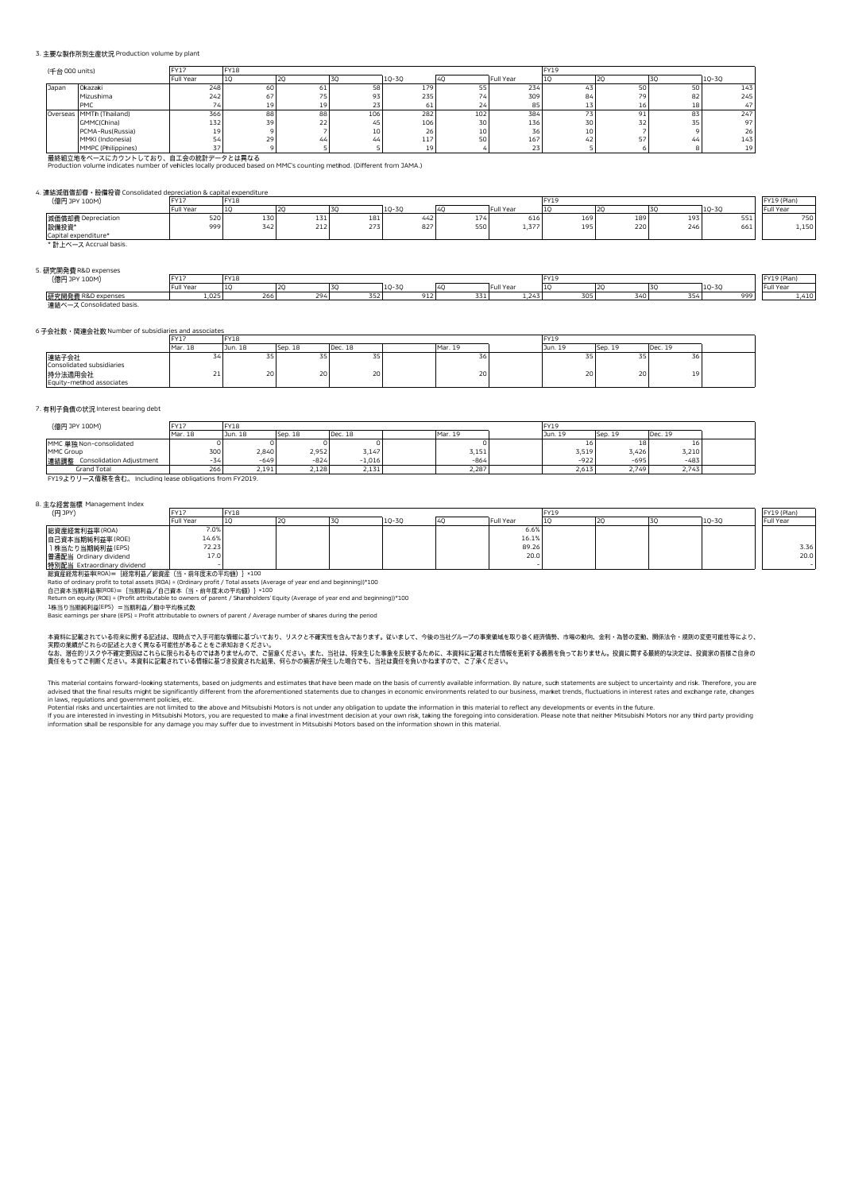3. 主要な製作所別生産状況 Production volume by plant

| (千台 000 units) | | FY17 | FY18 | | | | | | FY19 | | | |
|---|---|---|---|---|---|---|---|---|---|---|---|---|
| | | Full Year | 1Q | 2Q | 3Q | 1Q-3Q | 4Q | Full Year | 1Q | 2Q | 3Q | 1Q-3Q |
| Japan | Okazaki | 248 | 60 | 61 | 58 | 179 | 55 | 234 | 43 | 50 | 50 | 143 |
| | Mizushima | 242 | 67 | 75 | 93 | 235 | 74 | 309 | 84 | 79 | 82 | 245 |
| | PMC | 74 | 19 | 19 | 23 | 61 | 24 | 85 | 13 | 16 | 18 | 47 |
| Overseas | MMTh (Thailand) | 366 | 88 | 88 | 106 | 282 | 102 | 384 | 73 | 91 | 83 | 247 |
| | GMMC(China) | 132 | 39 | 22 | 45 | 106 | 30 | 136 | 30 | 32 | 35 | 97 |
| | PCMA-Rus(Russia) | 19 | 9 | 7 | 10 | 26 | 10 | 36 | 10 | 7 | 9 | 26 |
| | MMKI (Indonesia) | 54 | 29 | 44 | 44 | 117 | 50 | 167 | 42 | 57 | 44 | 143 |
| | MMPC (Philippines) | 37 | 9 | 5 | 5 | 19 | 4 | 23 | 5 | 6 | 8 | 19 |

最終組立地をベースにカウントしており、自工会の統計データとは異なる
Production volume indicates number of vehicles locally produced based on MMC's counting method. (Different from JAMA.)

4. 連結減価償却費・設備投資 Consolidated depreciation & capital expenditure

| (億円 JPY 100M) | FY17 | FY18 | | | | | | FY19 | | | | FY19 (Plan) |
|---|---|---|---|---|---|---|---|---|---|---|---|---|
| | Full Year | 1Q | 2Q | 3Q | 1Q-3Q | 4Q | Full Year | 1Q | 2Q | 3Q | 1Q-3Q | Full Year |
| 減価償却費 Depreciation | 520 | 130 | 131 | 181 | 442 | 174 | 616 | 169 | 189 | 193 | 551 | 750 |
| 設備投資* Capital expenditure* | 999 | 342 | 212 | 273 | 827 | 550 | 1,377 | 195 | 220 | 246 | 661 | 1,150 |

* 計上ベース Accrual basis.

5. 研究開発費 R&D expenses

| (億円 JPY 100M) | FY17 | FY18 | | | | | | FY19 | | | | FY19 (Plan) |
|---|---|---|---|---|---|---|---|---|---|---|---|---|
| | Full Year | 1Q | 2Q | 3Q | 1Q-3Q | 4Q | Full Year | 1Q | 2Q | 3Q | 1Q-3Q | Full Year |
| 研究開発費 R&D expenses | 1,025 | 266 | 294 | 352 | 912 | 331 | 1,243 | 305 | 340 | 354 | 999 | 1,410 |

連結ベース Consolidated basis.

6 子会社数・関連会社数 Number of subsidiaries and associates

| | FY17 | FY18 | | | | | FY19 | | | |
|---|---|---|---|---|---|---|---|---|---|---|
| | Mar. 18 | Jun. 18 | Sep. 18 | Dec. 18 | | Mar. 19 | Jun. 19 | Sep. 19 | Dec. 19 | |
| 連結子会社 Consolidated subsidiaries | 34 | 35 | 35 | 35 | | 36 | 35 | 35 | 36 | |
| 持分法適用会社 Equity-method associates | 21 | 20 | 20 | 20 | | 20 | 20 | 20 | 19 | |

7. 有利子負債の状況 Interest bearing debt

| (億円 JPY 100M) | FY17 | FY18 | | | | | FY19 | | | |
|---|---|---|---|---|---|---|---|---|---|---|
| | Mar. 18 | Jun. 18 | Sep. 18 | Dec. 18 | | Mar. 19 | Jun. 19 | Sep. 19 | Dec. 19 | |
| MMC 単独 Non-consolidated | 0 | 0 | 0 | 0 | | 0 | 16 | 18 | 16 | |
| MMC Group | 300 | 2,840 | 2,952 | 3,147 | | 3,151 | 3,519 | 3,426 | 3,210 | |
| 連結調整 Consolidation Adjustment | -34 | -649 | -824 | -1,016 | | -864 | -922 | -695 | -483 | |
| Grand Total | 266 | 2,191 | 2,128 | 2,131 | | 2,287 | 2,613 | 2,749 | 2,743 | |

FY19よりリース債務を含む。 Including lease obligations from FY2019.

8. 主な経営指標 Management Index

| (円 JPY) | FY17 | FY18 | | | | | | FY19 | | | | FY19 (Plan) |
|---|---|---|---|---|---|---|---|---|---|---|---|---|
| | Full Year | 1Q | 2Q | 3Q | 1Q-3Q | 4Q | Full Year | 1Q | 2Q | 3Q | 1Q-3Q | Full Year |
| 総資産経常利益率(ROA) | 7.0% | | | | | | 6.6% | | | | | |
| 自己資本当期純利益率(ROE) | 14.6% | | | | | | 16.1% | | | | | |
| 1株当たり当期純利益(EPS) | 72.23 | | | | | | 89.26 | | | | | 3.36 |
| 普通配当 Ordinary dividend | 17.0 | | | | | | 20.0 | | | | | 20.0 |
| 特別配当 Extraordinary dividend | - | | | | | | - | | | | | - |

総資産経常利益率(ROA)= [経常利益／総資産（当・前年度末の平均値）] ×100
Ratio of ordinary profit to total assets (ROA) = (Ordinary profit / Total assets (Average of year end and beginning))*100
自己資本当期利益率(ROE)= [当期利益／自己資本（当・前年度末の平均値）] ×100
Return on equity (ROE) = (Profit attributable to owners of parent / Shareholders' Equity (Average of year end and beginning))*100
1株当り当期純利益(EPS) =当期利益／期中平均株式数
Basic earnings per share (EPS) = Profit attributable to owners of parent / Average number of shares during the period

本資料に記載されている将来に関する記述は、現時点で入手可能な情報に基づいており、リスクと不確実性を含んでおります。従いまして、今後の当社グループの事業領域を取り巻く経済情勢、市場の動向、金利・為替の変動、関係法令・規則の変更可能性等により、実際の業績がこれらの記述と大きく異なる可能性があることをご承知おきください。
なお、潜在的リスクや不確定要因はこれらに限られるものではありませんので、ご留意ください。また、当社は、将来生じた事象を反映するために、本資料に記載された情報を更新する義務を負っておりません。投資に関する最終的な決定は、投資家の皆様ご自身の責任をもってご判断ください。本資料に記載されている情報に基づき投資された結果、何らかの損害が発生した場合でも、当社は責任を負いかねますので、ご了承ください。

This material contains forward-looking statements, based on judgments and estimates that have been made on the basis of currently available information. By nature, such statements are subject to uncertainty and risk. Therefore, you are advised that the final results might be significantly different from the aforementioned statements due to changes in economic environments related to our business, market trends, fluctuations in interest rates and exchange rate, changes in law, regulations and government policies, etc.
Potential risks and uncertainties are not limited to the above and Mitsubishi Motors is not under any obligation to update the information in this material to reflect any developments or events in the future.
If you are interested in investing in Mitsubishi Motors, you are requested to make a final investment decision at your own risk, taking the foregoing into consideration. Please note that neither Mitsubishi Motors nor any third party providing information shall be responsible for any damage you may suffer due to investment in Mitsubishi Motors based on the information shown in this material.